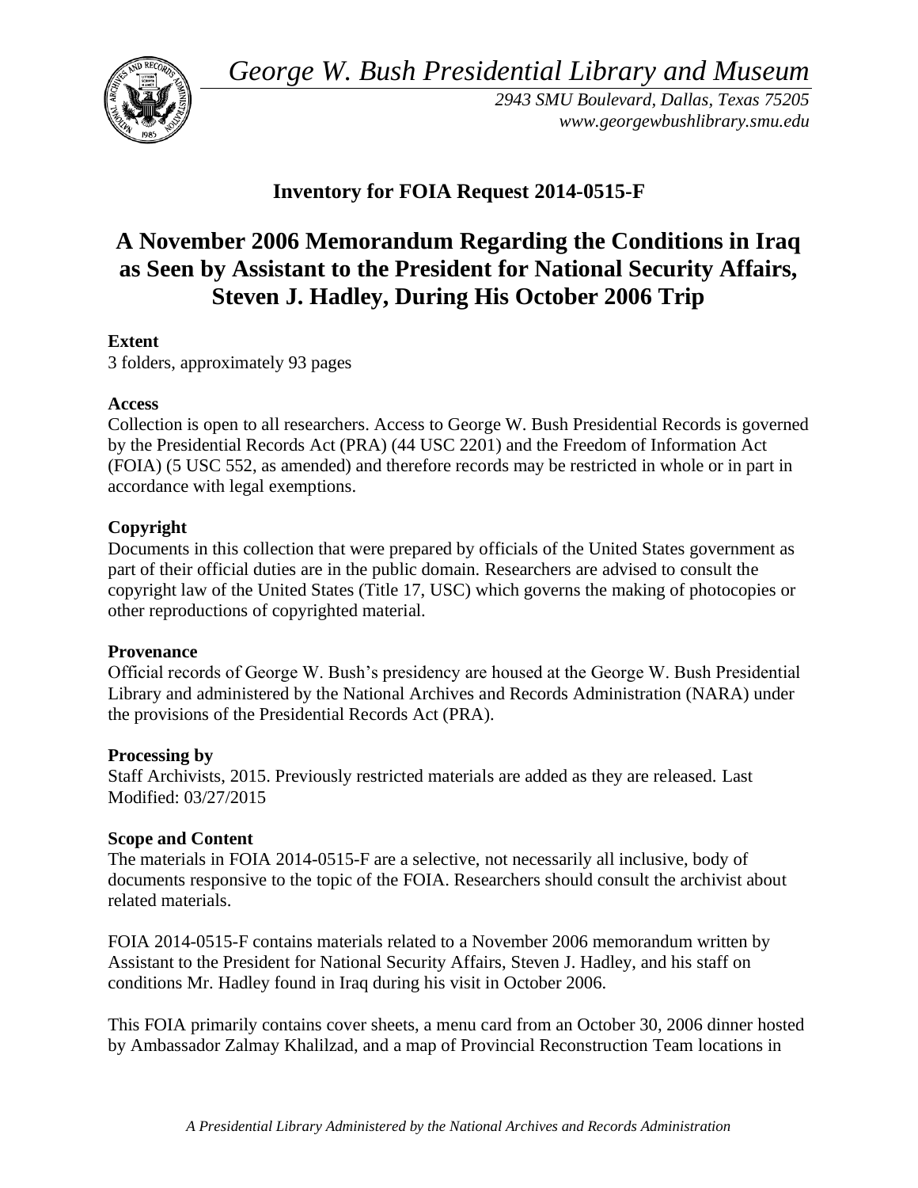*George W. Bush Presidential Library and Museum*

*2943 SMU Boulevard, Dallas, Texas 75205*
*www.georgewbushlibrary.smu.edu*

## Inventory for FOIA Request 2014-0515-F

# A November 2006 Memorandum Regarding the Conditions in Iraq as Seen by Assistant to the President for National Security Affairs, Steven J. Hadley, During His October 2006 Trip

**Extent**
3 folders, approximately 93 pages

**Access**
Collection is open to all researchers. Access to George W. Bush Presidential Records is governed by the Presidential Records Act (PRA) (44 USC 2201) and the Freedom of Information Act (FOIA) (5 USC 552, as amended) and therefore records may be restricted in whole or in part in accordance with legal exemptions.

**Copyright**
Documents in this collection that were prepared by officials of the United States government as part of their official duties are in the public domain. Researchers are advised to consult the copyright law of the United States (Title 17, USC) which governs the making of photocopies or other reproductions of copyrighted material.

**Provenance**
Official records of George W. Bush's presidency are housed at the George W. Bush Presidential Library and administered by the National Archives and Records Administration (NARA) under the provisions of the Presidential Records Act (PRA).

**Processing by**
Staff Archivists, 2015. Previously restricted materials are added as they are released. Last Modified: 03/27/2015

**Scope and Content**
The materials in FOIA 2014-0515-F are a selective, not necessarily all inclusive, body of documents responsive to the topic of the FOIA. Researchers should consult the archivist about related materials.

FOIA 2014-0515-F contains materials related to a November 2006 memorandum written by Assistant to the President for National Security Affairs, Steven J. Hadley, and his staff on conditions Mr. Hadley found in Iraq during his visit in October 2006.

This FOIA primarily contains cover sheets, a menu card from an October 30, 2006 dinner hosted by Ambassador Zalmay Khalilzad, and a map of Provincial Reconstruction Team locations in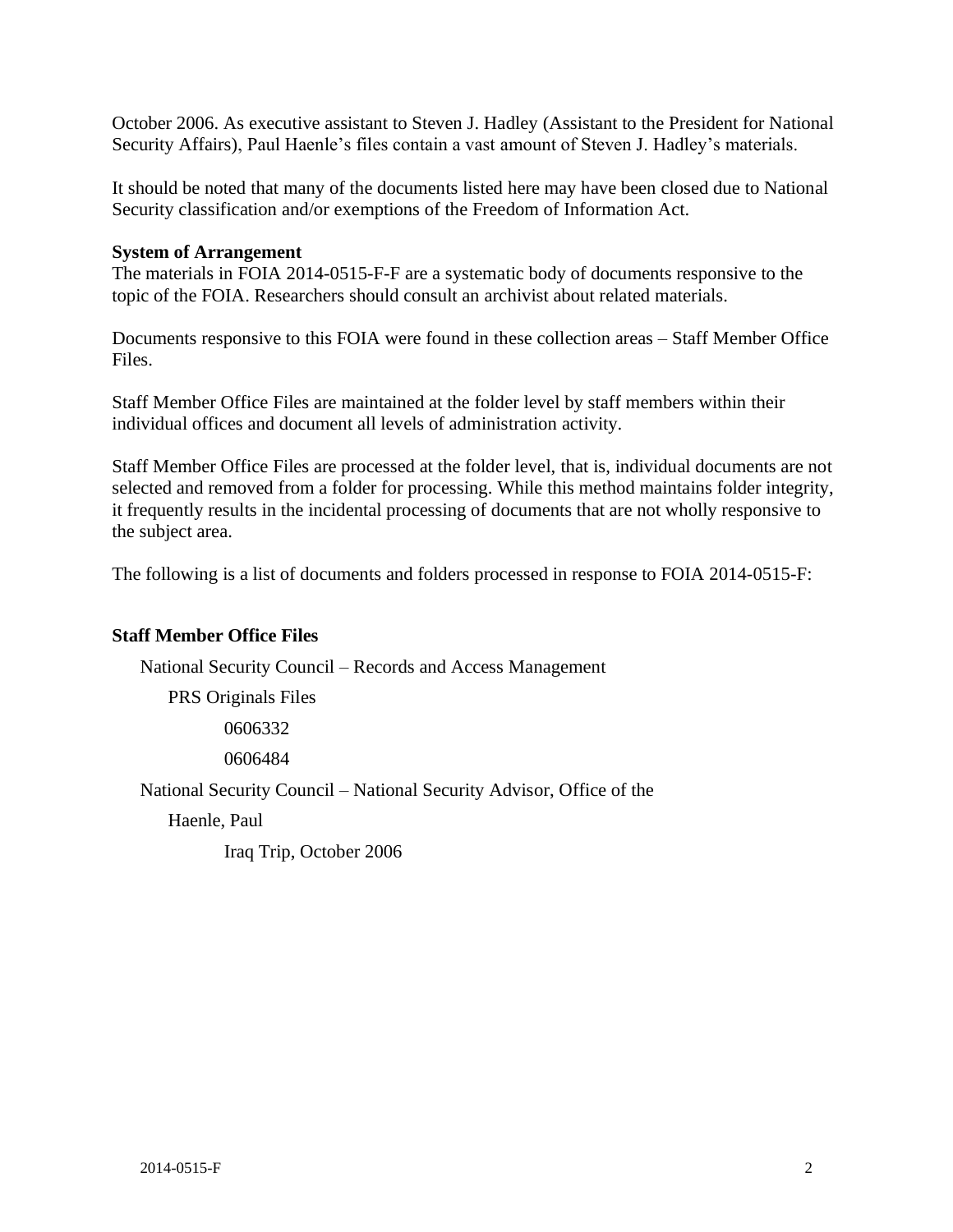October 2006. As executive assistant to Steven J. Hadley (Assistant to the President for National Security Affairs), Paul Haenle's files contain a vast amount of Steven J. Hadley's materials.

It should be noted that many of the documents listed here may have been closed due to National Security classification and/or exemptions of the Freedom of Information Act.

**System of Arrangement**

The materials in FOIA 2014-0515-F-F are a systematic body of documents responsive to the topic of the FOIA. Researchers should consult an archivist about related materials.

Documents responsive to this FOIA were found in these collection areas – Staff Member Office Files.

Staff Member Office Files are maintained at the folder level by staff members within their individual offices and document all levels of administration activity.

Staff Member Office Files are processed at the folder level, that is, individual documents are not selected and removed from a folder for processing. While this method maintains folder integrity, it frequently results in the incidental processing of documents that are not wholly responsive to the subject area.

The following is a list of documents and folders processed in response to FOIA 2014-0515-F:

**Staff Member Office Files**

- National Security Council – Records and Access Management
  - PRS Originals Files
    - 0606332
    - 0606484
- National Security Council – National Security Advisor, Office of the
  - Haenle, Paul
    - Iraq Trip, October 2006